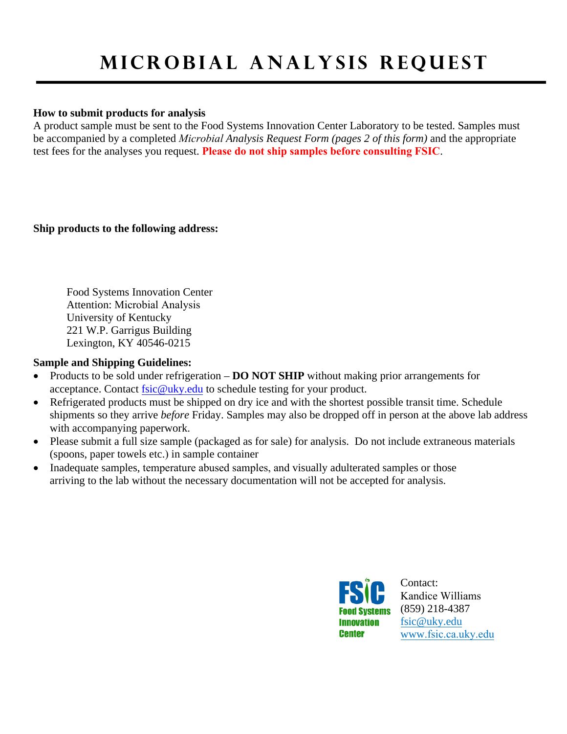# MICROBIAL ANALYSIS REQUEST

**How to submit products for analysis**

A product sample must be sent to the Food Systems Innovation Center Laboratory to be tested. Samples must be accompanied by a completed *Microbial Analysis Request Form (pages 2 of this form)* and the appropriate test fees for the analyses you request. **Please do not ship samples before consulting FSIC**.

**Ship products to the following address:**

Food Systems Innovation Center
Attention: Microbial Analysis
University of Kentucky
221 W.P. Garrigus Building
Lexington, KY 40546-0215

**Sample and Shipping Guidelines:**

- Products to be sold under refrigeration – **DO NOT SHIP** without making prior arrangements for acceptance. Contact fsic@uky.edu to schedule testing for your product.
- Refrigerated products must be shipped on dry ice and with the shortest possible transit time. Schedule shipments so they arrive *before* Friday. Samples may also be dropped off in person at the above lab address with accompanying paperwork.
- Please submit a full size sample (packaged as for sale) for analysis. Do not include extraneous materials (spoons, paper towels etc.) in sample container
- Inadequate samples, temperature abused samples, and visually adulterated samples or those arriving to the lab without the necessary documentation will not be accepted for analysis.

FSIC Food Systems Innovation Center

Contact:
Kandice Williams
(859) 218-4387
fsic@uky.edu
www.fsic.ca.uky.edu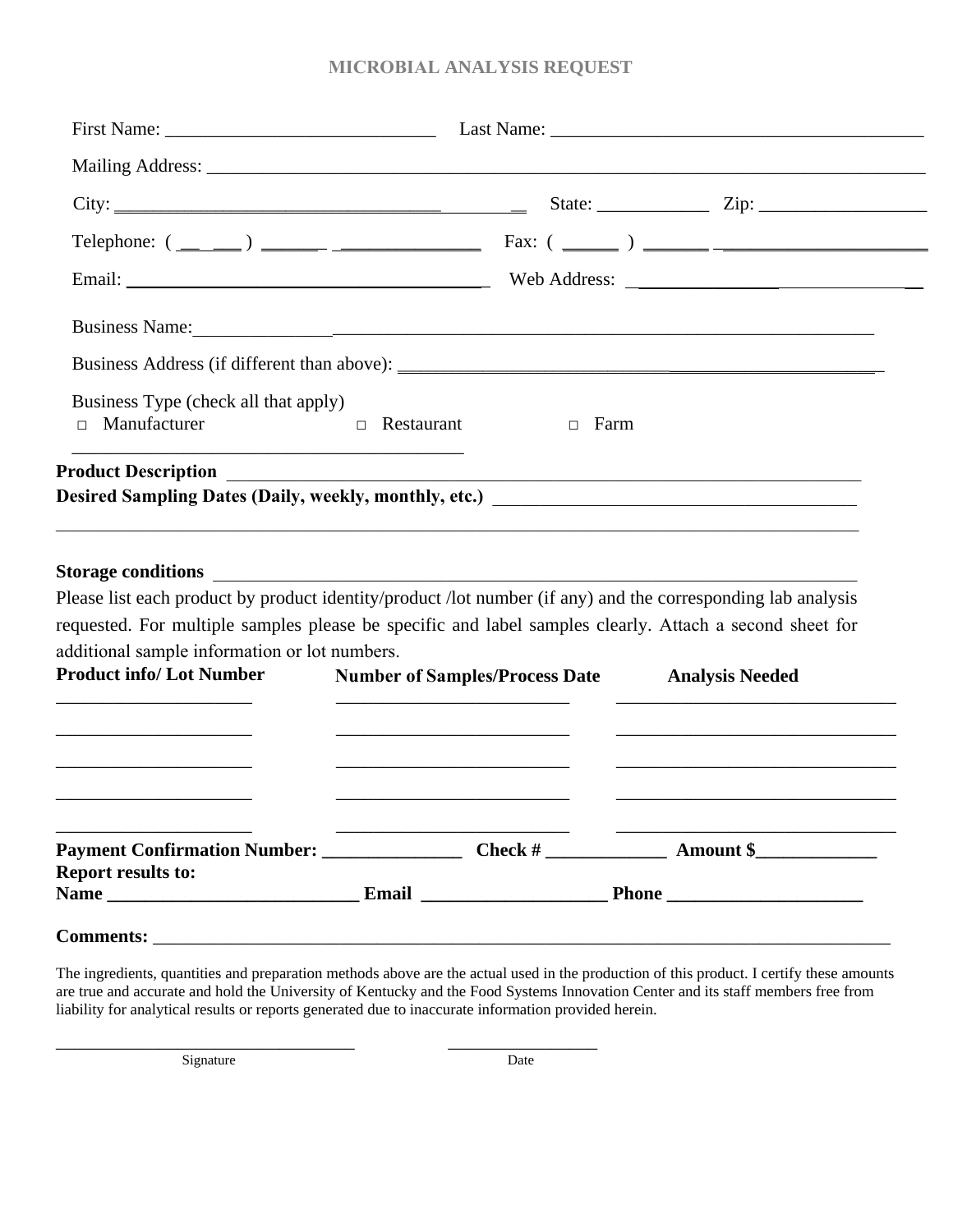# MICROBIAL ANALYSIS REQUEST

First Name: ____________________________ Last Name: _______________________________________

Mailing Address: ___________________________________________________________________________

City: ______________________________________ State: ____________ Zip: __________________

Telephone: ( ___ ___ ) ______ _______________ Fax: ( ______ ) _______ ______________________

Email: _____________________________________ Web Address: ______________________________

Business Name: _____________________________________________________________________

Business Address (if different than above): ______________________________________________

Business Type (check all that apply)

□ Manufacturer □ Restaurant □ Farm

__________________________________________

**Product Description** _______________________________________________________________

**Desired Sampling Dates (Daily, weekly, monthly, etc.)** _______________________________________

___________________________________________________________________________________

**Storage conditions** ________________________________________________________________

Please list each product by product identity/product /lot number (if any) and the corresponding lab analysis requested. For multiple samples please be specific and label samples clearly. Attach a second sheet for additional sample information or lot numbers.

| Product info/ Lot Number | Number of Samples/Process Date | Analysis Needed |
|---|---|---|
| _____________________ | _________________________ | _______________________________ |
| _____________________ | _________________________ | _______________________________ |
| _____________________ | _________________________ | _______________________________ |
| _____________________ | _________________________ | _______________________________ |
| _____________________ | _________________________ | _______________________________ |

**Payment Confirmation Number: _______________ Check # _____________ Amount $_____________**

**Report results to:**

**Name ___________________________ Email ___________________ Phone _____________________**

**Comments:** ______________________________________________________________________________

The ingredients, quantities and preparation methods above are the actual used in the production of this product. I certify these amounts are true and accurate and hold the University of Kentucky and the Food Systems Innovation Center and its staff members free from liability for analytical results or reports generated due to inaccurate information provided herein.

_________________________________ _________________

Signature Date